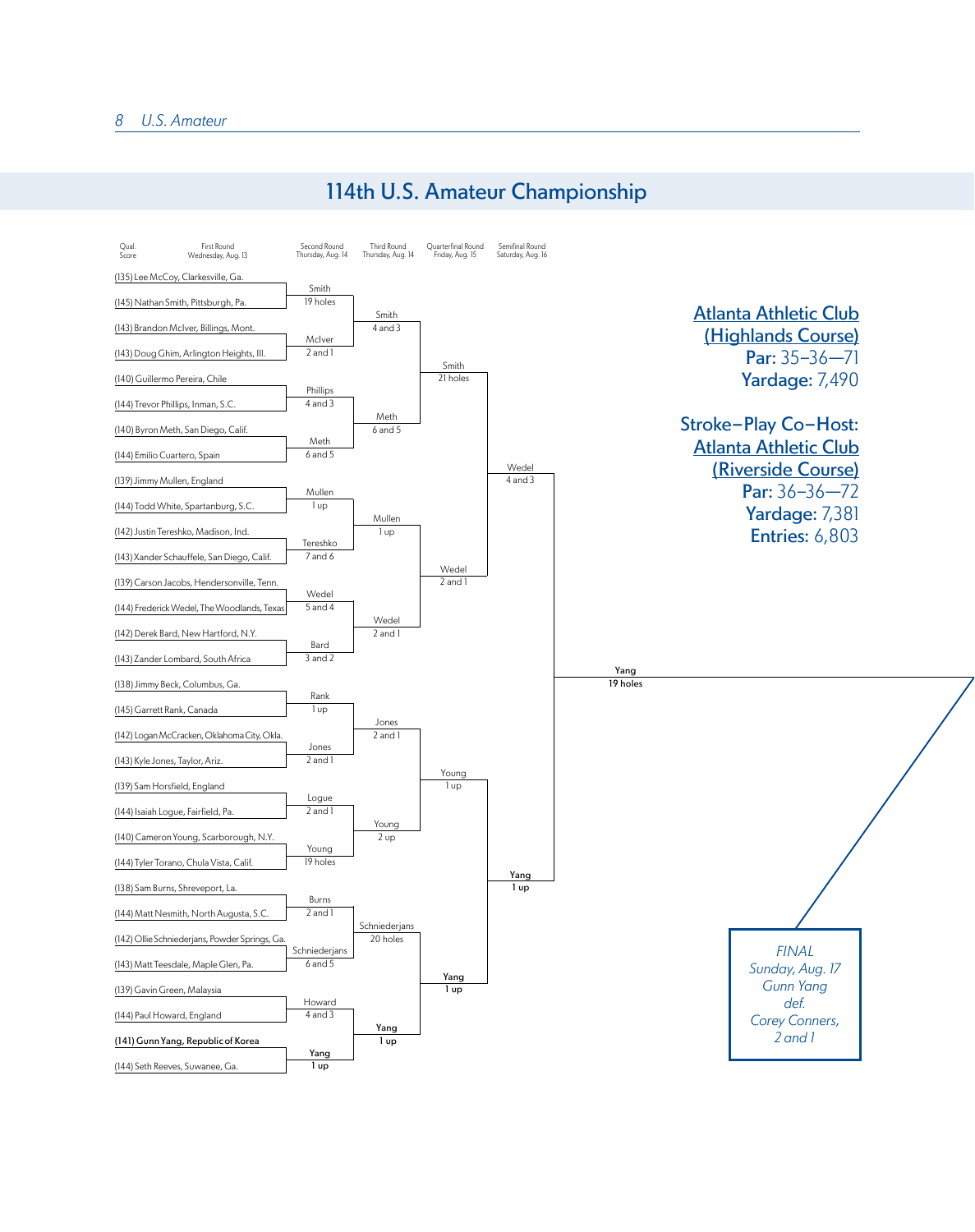# 114th U.S. Amateur Championship

**Atlanta Athletic Club (Highlands Course)**
**Par:** 35–36—71
**Yardage:** 7,490

**Stroke–Play Co–Host:** **Atlanta Athletic Club (Riverside Course)**
**Par:** 36–36—72
**Yardage:** 7,381
**Entries:** 6,803

| Qual. Score / First Round (Wednesday, Aug. 13) | Second Round (Thursday, Aug. 14) | Third Round (Thursday, Aug. 14) | Quarterfinal Round (Friday, Aug. 15) | Semifinal Round (Saturday, Aug. 16) |
|---|---|---|---|---|
| (135) Lee McCoy, Clarksville, Ga. | | | | |
| (145) Nathan Smith, Pittsburgh, Pa. | Smith, 19 holes | | | |
| (143) Brandon McIver, Billings, Mont. | | Smith, 4 and 3 | | |
| (143) Doug Ghim, Arlington Heights, Ill. | McIver, 2 and 1 | | | |
| (140) Guillermo Pereira, Chile | | | Smith, 21 holes | |
| (144) Trevor Phillips, Inman, S.C. | Phillips, 4 and 3 | | | |
| (140) Byron Meth, San Diego, Calif. | | Meth, 6 and 5 | | |
| (144) Emilio Cuartero, Spain | Meth, 6 and 5 | | | |
| (139) Jimmy Mullen, England | | | | Wedel, 4 and 3 |
| (144) Todd White, Spartanburg, S.C. | Mullen, 1 up | | | |
| (142) Justin Tereshko, Madison, Ind. | | Mullen, 1 up | | |
| (143) Xander Schauffele, San Diego, Calif. | Tereshko, 7 and 6 | | | |
| (139) Carson Jacobs, Hendersonville, Tenn. | | | Wedel, 2 and 1 | |
| (144) Frederick Wedel, The Woodlands, Texas | Wedel, 5 and 4 | | | |
| (142) Derek Bard, New Hartford, N.Y. | | Wedel, 2 and 1 | | |
| (143) Zander Lombard, South Africa | Bard, 3 and 2 | | | |
| (138) Jimmy Beck, Columbus, Ga. | | | | |
| (145) Garrett Rank, Canada | Rank, 1 up | | | |
| (142) Logan McCracken, Oklahoma City, Okla. | | Jones, 2 and 1 | | |
| (143) Kyle Jones, Taylor, Ariz. | Jones, 2 and 1 | | | |
| (139) Sam Horsfield, England | | | Young, 1 up | |
| (144) Isaiah Logue, Fairfield, Pa. | Logue, 2 and 1 | | | |
| (140) Cameron Young, Scarborough, N.Y. | | Young, 2 up | | |
| (144) Tyler Torano, Chula Vista, Calif. | Young, 19 holes | | | |
| (138) Sam Burns, Shreveport, La. | | | | **Yang, 1 up** |
| (144) Matt Nesmith, North Augusta, S.C. | Burns, 2 and 1 | | | |
| (142) Ollie Schniederjans, Powder Springs, Ga. | | Schniederjans, 20 holes | | |
| (143) Matt Teesdale, Maple Glen, Pa. | Schniederjans, 6 and 5 | | | |
| (139) Gavin Green, Malaysia | | | **Yang, 1 up** | |
| (144) Paul Howard, England | Howard, 4 and 3 | | | |
| **(141) Gunn Yang, Republic of Korea** | | **Yang, 1 up** | | |
| (144) Seth Reeves, Suwanee, Ga. | **Yang, 1 up** | | | |

Semifinal winner: **Yang, 19 holes**

*FINAL*
*Sunday, Aug. 17*
*Gunn Yang def. Corey Conners, 2 and 1*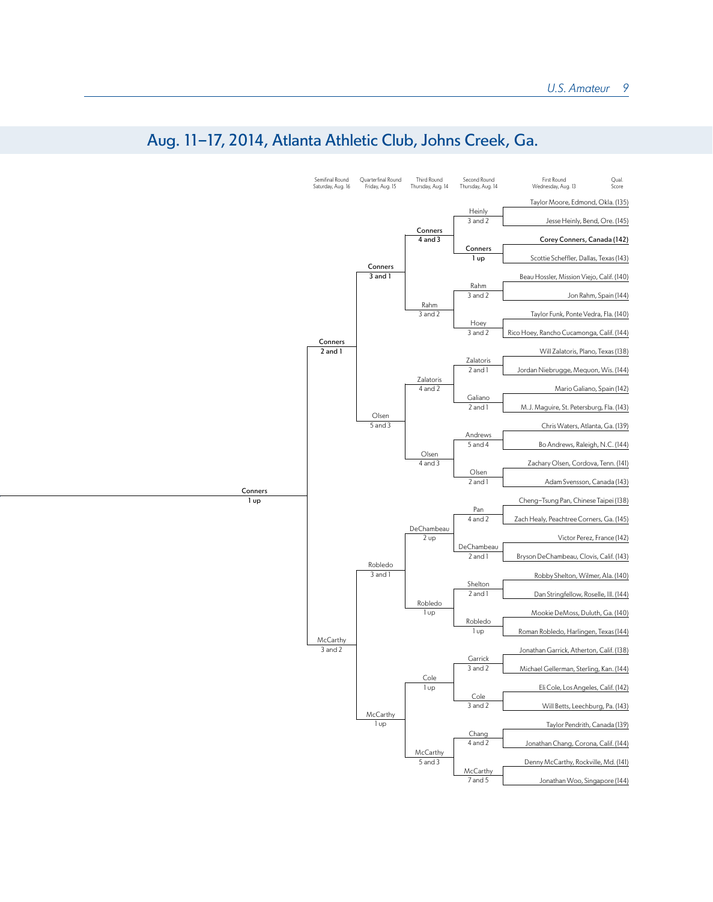## Aug. 11–17, 2014, Atlanta Athletic Club, Johns Creek, Ga.

### First Round — Wednesday, Aug. 13 (Qual. Score)

| First Round Matchup | Winner (Second Round entrant) |
|---|---|
| Taylor Moore, Edmond, Okla. (135) vs. Jesse Heinly, Bend, Ore. (145) | Heinly, 3 and 2 |
| Corey Conners, Canada (142) vs. Scottie Scheffler, Dallas, Texas (143) | Conners, 1 up |
| Beau Hossler, Mission Viejo, Calif. (140) vs. Jon Rahm, Spain (144) | Rahm, 3 and 2 |
| Taylor Funk, Ponte Vedra, Fla. (140) vs. Rico Hoey, Rancho Cucamonga, Calif. (144) | Hoey, 3 and 2 |
| Will Zalatoris, Plano, Texas (138) vs. Jordan Niebrugge, Mequon, Wis. (144) | Zalatoris, 2 and 1 |
| Mario Galiano, Spain (142) vs. M.J. Maguire, St. Petersburg, Fla. (143) | Galiano, 2 and 1 |
| Chris Waters, Atlanta, Ga. (139) vs. Bo Andrews, Raleigh, N.C. (144) | Andrews, 5 and 4 |
| Zachary Olsen, Cordova, Tenn. (141) vs. Adam Svensson, Canada (143) | Olsen, 2 and 1 |
| Cheng–Tsung Pan, Chinese Taipei (138) vs. Zach Healy, Peachtree Corners, Ga. (145) | Pan, 4 and 2 |
| Victor Perez, France (142) vs. Bryson DeChambeau, Clovis, Calif. (143) | DeChambeau, 2 and 1 |
| Robby Shelton, Wilmer, Ala. (140) vs. Dan Stringfellow, Roselle, Ill. (144) | Shelton, 2 and 1 |
| Mookie DeMoss, Duluth, Ga. (140) vs. Roman Robledo, Harlingen, Texas (144) | Robledo, 1 up |
| Jonathan Garrick, Atherton, Calif. (138) vs. Michael Gellerman, Sterling, Kan. (144) | Garrick, 3 and 2 |
| Eli Cole, Los Angeles, Calif. (142) vs. Will Betts, Leechburg, Pa. (143) | Cole, 3 and 2 |
| Taylor Pendrith, Canada (139) vs. Jonathan Chang, Corona, Calif. (144) | Chang, 4 and 2 |
| Denny McCarthy, Rockville, Md. (141) vs. Jonathan Woo, Singapore (144) | McCarthy, 7 and 5 |

### Second Round — Thursday, Aug. 14

| Matchup | Winner |
|---|---|
| Heinly vs. Conners | Conners, 4 and 3 |
| Rahm vs. Hoey | Rahm, 3 and 2 |
| Zalatoris vs. Galiano | Zalatoris, 4 and 2 |
| Andrews vs. Olsen | Olsen, 4 and 3 |
| Pan vs. DeChambeau | DeChambeau, 2 up |
| Shelton vs. Robledo | Robledo, 1 up |
| Garrick vs. Cole | Cole, 1 up |
| Chang vs. McCarthy | McCarthy, 5 and 3 |

### Third Round — Thursday, Aug. 14

| Matchup | Winner |
|---|---|
| Conners vs. Rahm | Conners, 3 and 1 |
| Zalatoris vs. Olsen | Olsen, 5 and 3 |
| DeChambeau vs. Robledo | Robledo, 3 and 1 |
| Cole vs. McCarthy | McCarthy, 1 up |

### Quarterfinal Round — Friday, Aug. 15

| Matchup | Winner |
|---|---|
| Conners vs. Olsen | Conners, 2 and 1 |
| Robledo vs. McCarthy | McCarthy, 3 and 2 |

### Semifinal Round — Saturday, Aug. 16

| Matchup | Winner |
|---|---|
| Conners vs. McCarthy | Conners, 1 up |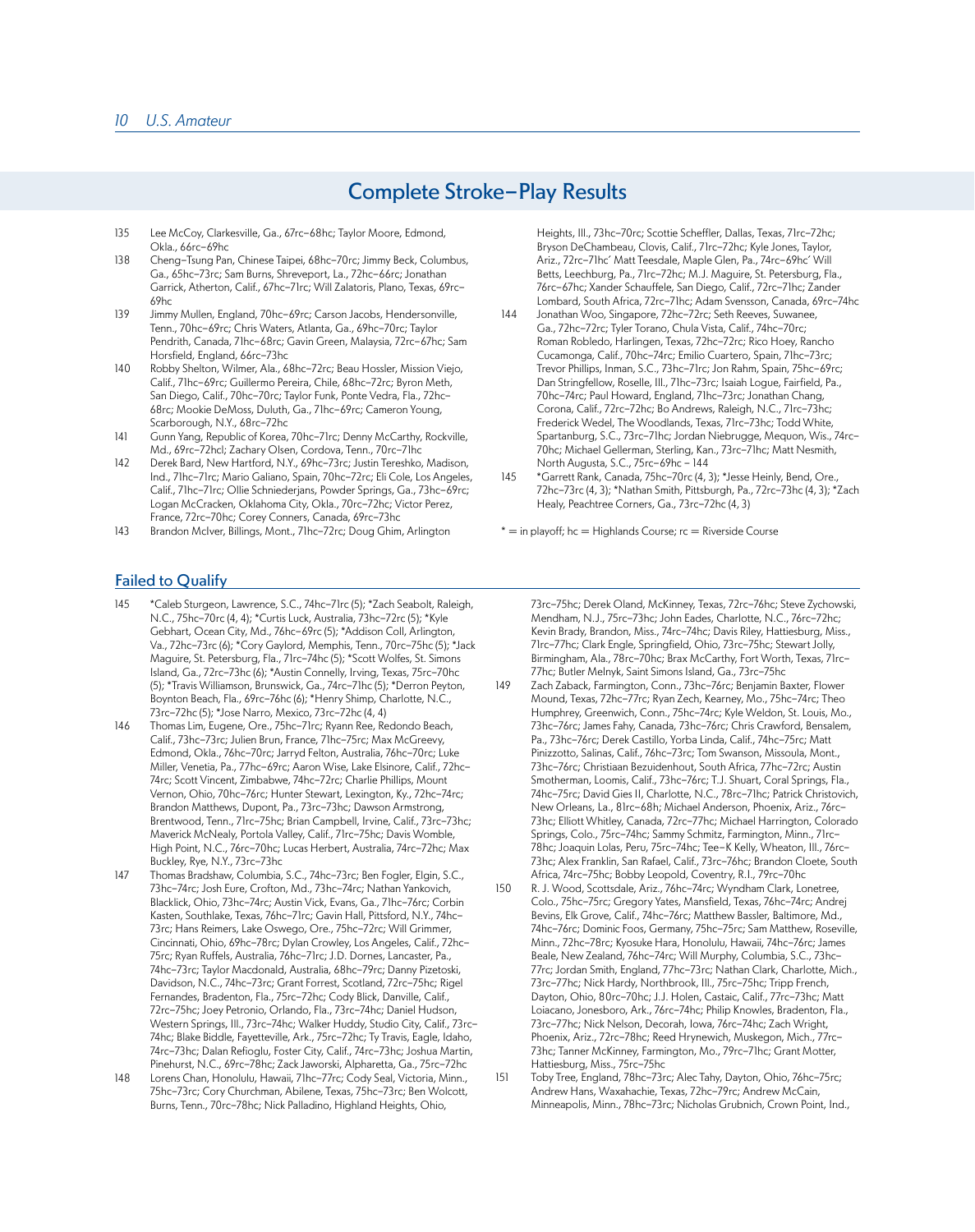## Complete Stroke-Play Results

135 Lee McCoy, Clarkesville, Ga., 67rc–68hc; Taylor Moore, Edmond, Okla., 66rc–69hc

138 Cheng-Tsung Pan, Chinese Taipei, 68hc–70rc; Jimmy Beck, Columbus, Ga., 65hc–73rc; Sam Burns, Shreveport, La., 72hc–66rc; Jonathan Garrick, Atherton, Calif., 67hc–71rc; Will Zalatoris, Plano, Texas, 69rc–69hc

139 Jimmy Mullen, England, 70hc–69rc; Carson Jacobs, Hendersonville, Tenn., 70hc–69rc; Chris Waters, Atlanta, Ga., 69hc–70rc; Taylor Pendrith, Canada, 71hc–68rc; Gavin Green, Malaysia, 72rc–67hc; Sam Horsfield, England, 66rc–73hc

140 Robby Shelton, Wilmer, Ala., 68hc–72rc; Beau Hossler, Mission Viejo, Calif., 71hc–69rc; Guillermo Pereira, Chile, 68hc–72rc; Byron Meth, San Diego, Calif., 70hc–70rc; Taylor Funk, Ponte Vedra, Fla., 72hc–68rc; Mookie DeMoss, Duluth, Ga., 71hc–69rc; Cameron Young, Scarborough, N.Y., 68rc–72hc

141 Gunn Yang, Republic of Korea, 70hc–71rc; Denny McCarthy, Rockville, Md., 69rc–72hcl; Zachary Olsen, Cordova, Tenn., 70rc–71hc

142 Derek Bard, New Hartford, N.Y., 69hc–73rc; Justin Tereshko, Madison, Ind., 71hc–71rc; Mario Galiano, Spain, 70hc–72rc; Eli Cole, Los Angeles, Calif., 71hc–71rc; Ollie Schniederjans, Powder Springs, Ga., 73hc–69rc; Logan McCracken, Oklahoma City, Okla., 70rc–72hc; Victor Perez, France, 72rc–70hc; Corey Conners, Canada, 69rc–73hc

143 Brandon McIver, Billings, Mont., 71hc–72rc; Doug Ghim, Arlington Heights, Ill., 73hc–70rc; Scottie Scheffler, Dallas, Texas, 71rc–72hc; Bryson DeChambeau, Clovis, Calif., 71rc–72hc; Kyle Jones, Taylor, Ariz., 72rc–71hc' Matt Teesdale, Maple Glen, Pa., 74rc–69hc' Will Betts, Leechburg, Pa., 71rc–72hc; M.J. Maguire, St. Petersburg, Fla., 76rc–67hc; Xander Schauffele, San Diego, Calif., 72rc–71hc; Zander Lombard, South Africa, 72rc–71hc; Adam Svensson, Canada, 69rc–74hc

144 Jonathan Woo, Singapore, 72hc–72rc; Seth Reeves, Suwanee, Ga., 72hc–72rc; Tyler Torano, Chula Vista, Calif., 74hc–70rc; Roman Robledo, Harlingen, Texas, 72hc–72rc; Rico Hoey, Rancho Cucamonga, Calif., 70hc–74rc; Emilio Cuartero, Spain, 71hc–73rc; Trevor Phillips, Inman, S.C., 73hc–71rc; Jon Rahm, Spain, 75hc–69rc; Dan Stringfellow, Roselle, Ill., 71hc–73rc; Isaiah Logue, Fairfield, Pa., 70hc–74rc; Paul Howard, England, 71hc–73rc; Jonathan Chang, Corona, Calif., 72rc–72hc; Bo Andrews, Raleigh, N.C., 71rc–73hc; Frederick Wedel, The Woodlands, Texas, 71rc–73hc; Todd White, Spartanburg, S.C., 73rc–71hc; Jordan Niebrugge, Mequon, Wis., 74rc–70hc; Michael Gellerman, Sterling, Kan., 73rc–71hc; Matt Nesmith, North Augusta, S.C., 75rc–69hc – 144

145 *Garrett Rank, Canada, 75hc–70rc (4, 3); *Jesse Heinly, Bend, Ore., 72hc–73rc (4, 3); *Nathan Smith, Pittsburgh, Pa., 72rc–73hc (4, 3); *Zach Healy, Peachtree Corners, Ga., 73rc–72hc (4, 3)

* = in playoff; hc = Highlands Course; rc = Riverside Course

### Failed to Qualify

145 *Caleb Sturgeon, Lawrence, S.C., 74hc–71rc (5); *Zach Seabolt, Raleigh, N.C., 75hc–70rc (4, 4); *Curtis Luck, Australia, 73hc–72rc (5); *Kyle Gebhart, Ocean City, Md., 76hc–69rc (5); *Addison Coll, Arlington, Va., 72hc–73rc (6); *Cory Gaylord, Memphis, Tenn., 70rc–75hc (5); *Jack Maguire, St. Petersburg, Fla., 71rc–74hc (5); *Scott Wolfes, St. Simons Island, Ga., 72rc–73hc (6); *Austin Connelly, Irving, Texas, 75rc–70hc (5); *Travis Williamson, Brunswick, Ga., 74rc–71hc (5); *Derron Peyton, Boynton Beach, Fla., 69rc–76hc (6); *Henry Shimp, Charlotte, N.C., 73rc–72hc (5); *Jose Narro, Mexico, 73rc–72hc (4, 4)

146 Thomas Lim, Eugene, Ore., 75hc–71rc; Ryann Ree, Redondo Beach, Calif., 73hc–73rc; Julien Brun, France, 71hc–75rc; Max McGreevy, Edmond, Okla., 76hc–70rc; Jarryd Felton, Australia, 76hc–70rc; Luke Miller, Venetia, Pa., 77hc–69rc; Aaron Wise, Lake Elsinore, Calif., 72hc–74rc; Scott Vincent, Zimbabwe, 74hc–72rc; Charlie Phillips, Mount Vernon, Ohio, 70hc–76rc; Hunter Stewart, Lexington, Ky., 72hc–74rc; Brandon Matthews, Dupont, Pa., 73rc–73hc; Dawson Armstrong, Brentwood, Tenn., 71rc–75hc; Brian Campbell, Irvine, Calif., 73rc–73hc; Maverick McNealy, Portola Valley, Calif., 71rc–75hc; Davis Womble, High Point, N.C., 76rc–70hc; Lucas Herbert, Australia, 74rc–72hc; Max Buckley, Rye, N.Y., 73rc–73hc

147 Thomas Bradshaw, Columbia, S.C., 74hc–73rc; Ben Fogler, Elgin, S.C., 73hc–74rc; Josh Eure, Crofton, Md., 73hc–74rc; Nathan Yankovich, Blacklick, Ohio, 73hc–74rc; Austin Vick, Evans, Ga., 71hc–76rc; Corbin Kasten, Southlake, Texas, 76hc–71rc; Gavin Hall, Pittsford, N.Y., 74hc–73rc; Hans Reimers, Lake Oswego, Ore., 75hc–72rc; Will Grimmer, Cincinnati, Ohio, 69hc–78rc; Dylan Crowley, Los Angeles, Calif., 72hc–75rc; Ryan Ruffels, Australia, 76hc–71rc; J.D. Dornes, Lancaster, Pa., 74hc–73rc; Taylor Macdonald, Australia, 68hc–79rc; Danny Pizetoski, Davidson, N.C., 74hc–73rc; Grant Forrest, Scotland, 72rc–75hc; Rigel Fernandes, Bradenton, Fla., 75rc–72hc; Cody Blick, Danville, Calif., 72rc–75hc; Joey Petronio, Orlando, Fla., 73rc–74hc; Daniel Hudson, Western Springs, Ill., 73rc–74hc; Walker Huddy, Studio City, Calif., 73rc–74hc; Blake Biddle, Fayetteville, Ark., 75rc–72hc; Ty Travis, Eagle, Idaho, 74rc–73hc; Dalan Refioglu, Foster City, Calif., 74rc–73hc; Joshua Martin, Pinehurst, N.C., 69rc–78hc; Zack Jaworski, Alpharetta, Ga., 75rc–72hc

148 Lorens Chan, Honolulu, Hawaii, 71hc–77rc; Cody Seal, Victoria, Minn., 75hc–73rc; Cory Churchman, Abilene, Texas, 75hc–73rc; Ben Wolcott, Burns, Tenn., 70rc–78hc; Nick Palladino, Highland Heights, Ohio, 73rc–75hc; Derek Oland, McKinney, Texas, 72rc–76hc; Steve Zychowski, Mendham, N.J., 75rc–73hc; John Eades, Charlotte, N.C., 76rc–72hc; Kevin Brady, Brandon, Miss., 74rc–74hc; Davis Riley, Hattiesburg, Miss., 71rc–77hc; Clark Engle, Springfield, Ohio, 73rc–75hc; Stewart Jolly, Birmingham, Ala., 78rc–70hc; Brax McCarthy, Fort Worth, Texas, 71rc–77hc; Butler Melnyk, Saint Simons Island, Ga., 73rc–75hc

149 Zach Zaback, Farmington, Conn., 73hc–76rc; Benjamin Baxter, Flower Mound, Texas, 72hc–77rc; Ryan Zech, Kearney, Mo., 75hc–74rc; Theo Humphrey, Greenwich, Conn., 75hc–74rc; Kyle Weldon, St. Louis, Mo., 73hc–76rc; James Fahy, Canada, 73hc–76rc; Chris Crawford, Bensalem, Pa., 73hc–76rc; Derek Castillo, Yorba Linda, Calif., 74hc–75rc; Matt Pinizzotto, Salinas, Calif., 76hc–73rc; Tom Swanson, Missoula, Mont., 73hc–76rc; Christiaan Bezuidenhout, South Africa, 77hc–72rc; Austin Smotherman, Loomis, Calif., 73hc–76rc; T.J. Shuart, Coral Springs, Fla., 74hc–75rc; David Gies II, Charlotte, N.C., 78rc–71hc; Patrick Christovich, New Orleans, La., 81rc–68h; Michael Anderson, Phoenix, Ariz., 76rc–73hc; Elliott Whitley, Canada, 72rc–77hc; Michael Harrington, Colorado Springs, Colo., 75rc–74hc; Sammy Schmitz, Farmington, Minn., 71rc–78hc; Joaquin Lolas, Peru, 75rc–74hc; Tee-K Kelly, Wheaton, Ill., 76rc–73hc; Alex Franklin, San Rafael, Calif., 73rc–76hc; Brandon Cloete, South Africa, 74rc–75hc; Bobby Leopold, Coventry, R.I., 79rc–70hc

150 R. J. Wood, Scottsdale, Ariz., 76hc–74rc; Wyndham Clark, Lonetree, Colo., 75hc–75rc; Gregory Yates, Mansfield, Texas, 76hc–74rc; Andrej Bevins, Elk Grove, Calif., 74hc–76rc; Matthew Bassler, Baltimore, Md., 74hc–76rc; Dominic Foos, Germany, 75hc–75rc; Sam Matthew, Roseville, Minn., 72hc–78rc; Kyosuke Hara, Honolulu, Hawaii, 74hc–76rc; James Beale, New Zealand, 76hc–74rc; Will Murphy, Columbia, S.C., 73hc–77rc; Jordan Smith, England, 77hc–73rc; Nathan Clark, Charlotte, Mich., 73rc–77hc; Nick Hardy, Northbrook, Ill., 75rc–75hc; Tripp French, Dayton, Ohio, 80rc–70hc; J.J. Holen, Castaic, Calif., 77rc–73hc; Matt Loiacano, Jonesboro, Ark., 76rc–74hc; Philip Knowles, Bradenton, Fla., 73rc–77hc; Nick Nelson, Decorah, Iowa, 76rc–74hc; Zach Wright, Phoenix, Ariz., 72rc–78hc; Reed Hrynewich, Muskegon, Mich., 77rc–73hc; Tanner McKinney, Farmington, Mo., 79rc–71hc; Grant Motter, Hattiesburg, Miss., 75rc–75hc

151 Toby Tree, England, 78hc–73rc; Alec Tahy, Dayton, Ohio, 76hc–75rc; Andrew Hans, Waxahachie, Texas, 72hc–79rc; Andrew McCain, Minneapolis, Minn., 78hc–73rc; Nicholas Grubnich, Crown Point, Ind.,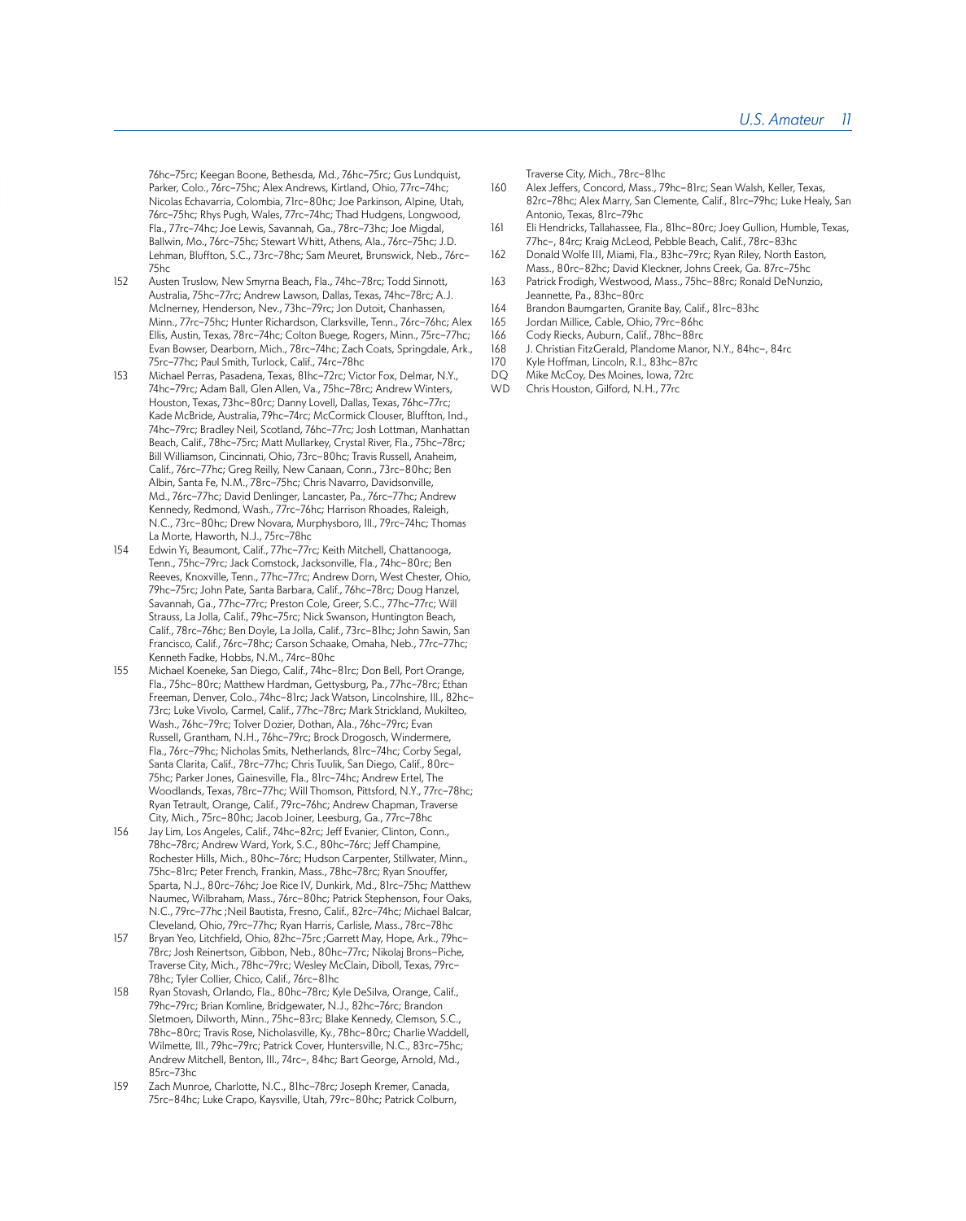76hc–75rc; Keegan Boone, Bethesda, Md., 76hc–75rc; Gus Lundquist, Parker, Colo., 76rc–75hc; Alex Andrews, Kirtland, Ohio, 77rc–74hc; Nicolas Echavarria, Colombia, 71rc–80hc; Joe Parkinson, Alpine, Utah, 76rc–75hc; Rhys Pugh, Wales, 77rc–74hc; Thad Hudgens, Longwood, Fla., 77rc–74hc; Joe Lewis, Savannah, Ga., 78rc–73hc; Joe Migdal, Ballwin, Mo., 76rc–75hc; Stewart Whitt, Athens, Ala., 76rc–75hc; J.D. Lehman, Bluffton, S.C., 73rc–78hc; Sam Meuret, Brunswick, Neb., 76rc–75hc

152 Austen Truslow, New Smyrna Beach, Fla., 74hc–78rc; Todd Sinnott, Australia, 75hc–77rc; Andrew Lawson, Dallas, Texas, 74hc–78rc; A.J. McInerney, Henderson, Nev., 73hc–79rc; Jon Dutoit, Chanhassen, Minn., 77rc–75hc; Hunter Richardson, Clarksville, Tenn., 76rc–76hc; Alex Ellis, Austin, Texas, 78rc–74hc; Colton Buege, Rogers, Minn., 75rc–77hc; Evan Bowser, Dearborn, Mich., 78rc–74hc; Zach Coats, Springdale, Ark., 75rc–77hc; Paul Smith, Turlock, Calif., 74rc–78hc

153 Michael Perras, Pasadena, Texas, 81hc–72rc; Victor Fox, Delmar, N.Y., 74hc–79rc; Adam Ball, Glen Allen, Va., 75hc–78rc; Andrew Winters, Houston, Texas, 73hc–80rc; Danny Lovell, Dallas, Texas, 76hc–77rc; Kade McBride, Australia, 79hc–74rc; McCormick Clouser, Bluffton, Ind., 74hc–79rc; Bradley Neil, Scotland, 76hc–77rc; Josh Lottman, Manhattan Beach, Calif., 78hc–75rc; Matt Mullarkey, Crystal River, Fla., 75hc–78rc; Bill Williamson, Cincinnati, Ohio, 73rc–80hc; Travis Russell, Anaheim, Calif., 76rc–77hc; Greg Reilly, New Canaan, Conn., 73rc–80hc; Ben Albin, Santa Fe, N.M., 78rc–75hc; Chris Navarro, Davidsonville, Md., 76rc–77hc; David Denlinger, Lancaster, Pa., 76rc–77hc; Andrew Kennedy, Redmond, Wash., 77rc–76hc; Harrison Rhoades, Raleigh, N.C., 73rc–80hc; Drew Novara, Murphysboro, Ill., 79rc–74hc; Thomas La Morte, Haworth, N.J., 75rc–78hc

154 Edwin Yi, Beaumont, Calif., 77hc–77rc; Keith Mitchell, Chattanooga, Tenn., 75hc–79rc; Jack Comstock, Jacksonville, Fla., 74hc–80rc; Ben Reeves, Knoxville, Tenn., 77hc–77rc; Andrew Dorn, West Chester, Ohio, 79hc–75rc; John Pate, Santa Barbara, Calif., 76hc–78rc; Doug Hanzel, Savannah, Ga., 77hc–77rc; Preston Cole, Greer, S.C., 77hc–77rc; Will Strauss, La Jolla, Calif., 79hc–75rc; Nick Swanson, Huntington Beach, Calif., 78rc–76hc; Ben Doyle, La Jolla, Calif., 73rc–81hc; John Sawin, San Francisco, Calif., 76rc–78hc; Carson Schaake, Omaha, Neb., 77rc–77hc; Kenneth Fadke, Hobbs, N.M., 74rc–80hc

155 Michael Koeneke, San Diego, Calif., 74hc–81rc; Don Bell, Port Orange, Fla., 75hc–80rc; Matthew Hardman, Gettysburg, Pa., 77hc–78rc; Ethan Freeman, Denver, Colo., 74hc–81rc; Jack Watson, Lincolnshire, Ill., 82hc–73rc; Luke Vivolo, Carmel, Calif., 77hc–78rc; Mark Strickland, Mukilteo, Wash., 76hc–79rc; Tolver Dozier, Dothan, Ala., 76hc–79rc; Evan Russell, Grantham, N.H., 76hc–79rc; Brock Drogosch, Windermere, Fla., 76rc–79hc; Nicholas Smits, Netherlands, 81rc–74hc; Corby Segal, Santa Clarita, Calif., 78rc–77hc; Chris Tuulik, San Diego, Calif., 80rc–75hc; Parker Jones, Gainesville, Fla., 81rc–74hc; Andrew Ertel, The Woodlands, Texas, 78rc–77hc; Will Thomson, Pittsford, N.Y., 77rc–78hc; Ryan Tetrault, Orange, Calif., 79rc–76hc; Andrew Chapman, Traverse City, Mich., 75rc–80hc; Jacob Joiner, Leesburg, Ga., 77rc–78hc

156 Jay Lim, Los Angeles, Calif., 74hc–82rc; Jeff Evanier, Clinton, Conn., 78hc–78rc; Andrew Ward, York, S.C., 80hc–76rc; Jeff Champine, Rochester Hills, Mich., 80hc–76rc; Hudson Carpenter, Stillwater, Minn., 75hc–81rc; Peter French, Frankin, Mass., 78hc–78rc; Ryan Snouffer, Sparta, N.J., 80rc–76hc; Joe Rice IV, Dunkirk, Md., 81rc–75hc; Matthew Naumec, Wilbraham, Mass., 76rc–80hc; Patrick Stephenson, Four Oaks, N.C., 79rc–77hc ;Neil Bautista, Fresno, Calif., 82rc–74hc; Michael Balcar, Cleveland, Ohio, 79rc–77hc; Ryan Harris, Carlisle, Mass., 78rc–78hc

157 Bryan Yeo, Litchfield, Ohio, 82hc–75rc ;Garrett May, Hope, Ark., 79hc–78rc; Josh Reinertson, Gibbon, Neb., 80hc–77rc; Nikolaj Brons–Piche, Traverse City, Mich., 78hc–79rc; Wesley McClain, Diboll, Texas, 79rc–78hc; Tyler Collier, Chico, Calif., 76rc–81hc

158 Ryan Stovash, Orlando, Fla., 80hc–78rc; Kyle DeSilva, Orange, Calif., 79hc–79rc; Brian Komline, Bridgewater, N.J., 82hc–76rc; Brandon Sletmoen, Dilworth, Minn., 75hc–83rc; Blake Kennedy, Clemson, S.C., 78hc–80rc; Travis Rose, Nicholasville, Ky., 78hc–80rc; Charlie Waddell, Wilmette, Ill., 79hc–79rc; Patrick Cover, Huntersville, N.C., 83rc–75hc; Andrew Mitchell, Benton, Ill., 74rc–, 84hc; Bart George, Arnold, Md., 85rc–73hc

159 Zach Munroe, Charlotte, N.C., 81hc–78rc; Joseph Kremer, Canada, 75rc–84hc; Luke Crapo, Kaysville, Utah, 79rc–80hc; Patrick Colburn, Traverse City, Mich., 78rc–81hc

160 Alex Jeffers, Concord, Mass., 79hc–81rc; Sean Walsh, Keller, Texas, 82rc–78hc; Alex Marry, San Clemente, Calif., 81rc–79hc; Luke Healy, San Antonio, Texas, 81rc–79hc

161 Eli Hendricks, Tallahassee, Fla., 81hc–80rc; Joey Gullion, Humble, Texas, 77hc–, 84rc; Kraig McLeod, Pebble Beach, Calif., 78rc–83hc

162 Donald Wolfe III, Miami, Fla., 83hc–79rc; Ryan Riley, North Easton, Mass., 80rc–82hc; David Kleckner, Johns Creek, Ga. 87rc–75hc

163 Patrick Frodigh, Westwood, Mass., 75hc–88rc; Ronald DeNunzio, Jeannette, Pa., 83hc–80rc

164 Brandon Baumgarten, Granite Bay, Calif., 81rc–83hc

165 Jordan Millice, Cable, Ohio, 79rc–86hc

166 Cody Riecks, Auburn, Calif., 78hc–88rc

168 J. Christian FitzGerald, Plandome Manor, N.Y., 84hc–, 84rc

170 Kyle Hoffman, Lincoln, R.I., 83hc–87rc

DQ Mike McCoy, Des Moines, Iowa, 72rc

WD Chris Houston, Gilford, N.H., 77rc